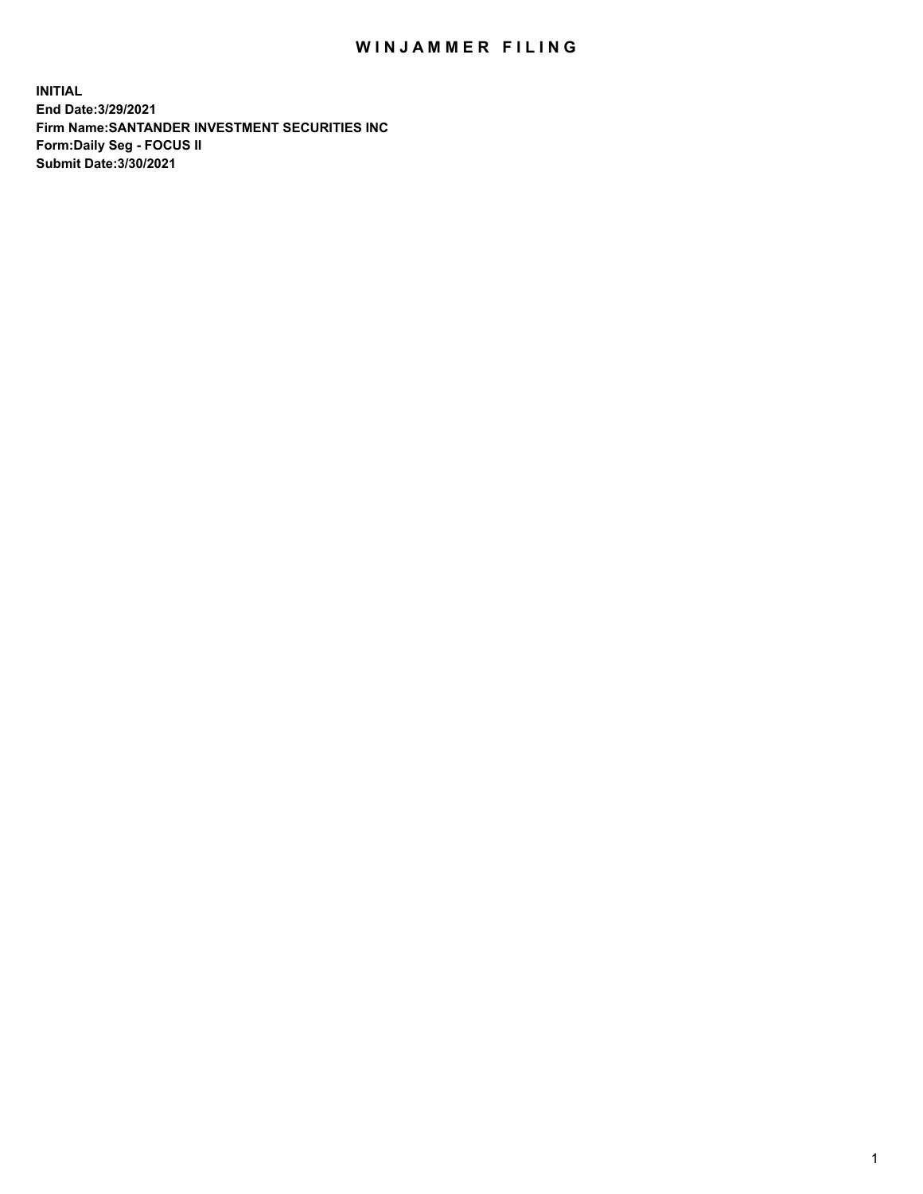# WINJAMMER FILING

**INITIAL**
**End Date:3/29/2021**
**Firm Name:SANTANDER INVESTMENT SECURITIES INC**
**Form:Daily Seg - FOCUS II**
**Submit Date:3/30/2021**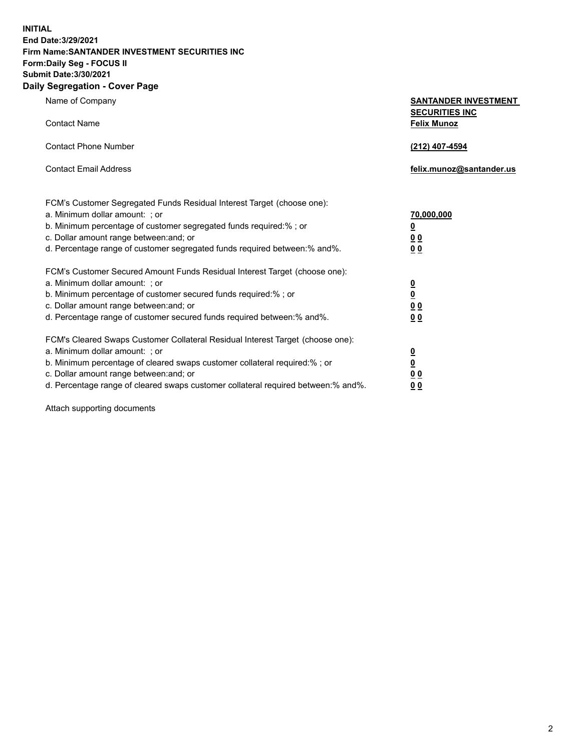**INITIAL**
**End Date:3/29/2021**
**Firm Name:SANTANDER INVESTMENT SECURITIES INC**
**Form:Daily Seg - FOCUS II**
**Submit Date:3/30/2021**

## Daily Segregation - Cover Page

| | |
|---|---|
| Name of Company | **SANTANDER INVESTMENT SECURITIES INC** |
| Contact Name | **Felix Munoz** |
| Contact Phone Number | **(212) 407-4594** |
| Contact Email Address | **felix.munoz@santander.us** |

| | |
|---|---|
| FCM's Customer Segregated Funds Residual Interest Target (choose one): | |
| a. Minimum dollar amount: ; or | **70,000,000** |
| b. Minimum percentage of customer segregated funds required:% ; or | **0** |
| c. Dollar amount range between:and; or | **0 0** |
| d. Percentage range of customer segregated funds required between:% and%. | **0 0** |
| FCM's Customer Secured Amount Funds Residual Interest Target (choose one): | |
| a. Minimum dollar amount: ; or | **0** |
| b. Minimum percentage of customer secured funds required:% ; or | **0** |
| c. Dollar amount range between:and; or | **0 0** |
| d. Percentage range of customer secured funds required between:% and%. | **0 0** |
| FCM's Cleared Swaps Customer Collateral Residual Interest Target (choose one): | |
| a. Minimum dollar amount: ; or | **0** |
| b. Minimum percentage of cleared swaps customer collateral required:% ; or | **0** |
| c. Dollar amount range between:and; or | **0 0** |
| d. Percentage range of cleared swaps customer collateral required between:% and%. | **0 0** |

Attach supporting documents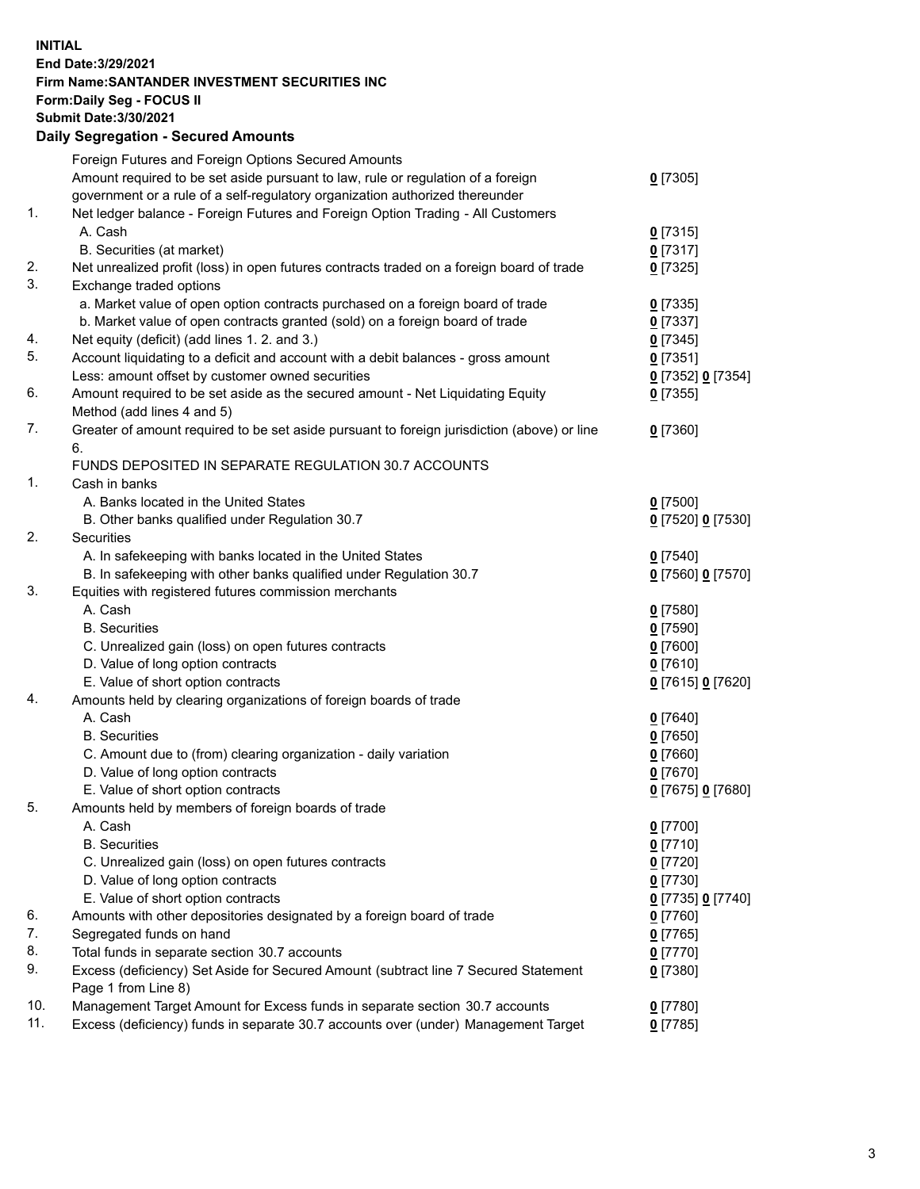**INITIAL**
**End Date:3/29/2021**
**Firm Name:SANTANDER INVESTMENT SECURITIES INC**
**Form:Daily Seg - FOCUS II**
**Submit Date:3/30/2021**

## Daily Segregation - Secured Amounts

| | | |
|---|---|---|
| | Foreign Futures and Foreign Options Secured Amounts | |
| | Amount required to be set aside pursuant to law, rule or regulation of a foreign government or a rule of a self-regulatory organization authorized thereunder | **0** [7305] |
| 1. | Net ledger balance - Foreign Futures and Foreign Option Trading - All Customers | |
| | A. Cash | **0** [7315] |
| | B. Securities (at market) | **0** [7317] |
| 2. | Net unrealized profit (loss) in open futures contracts traded on a foreign board of trade | **0** [7325] |
| 3. | Exchange traded options | |
| | a. Market value of open option contracts purchased on a foreign board of trade | **0** [7335] |
| | b. Market value of open contracts granted (sold) on a foreign board of trade | **0** [7337] |
| 4. | Net equity (deficit) (add lines 1. 2. and 3.) | **0** [7345] |
| 5. | Account liquidating to a deficit and account with a debit balances - gross amount | **0** [7351] |
| | Less: amount offset by customer owned securities | **0** [7352] **0** [7354] |
| 6. | Amount required to be set aside as the secured amount - Net Liquidating Equity Method (add lines 4 and 5) | **0** [7355] |
| 7. | Greater of amount required to be set aside pursuant to foreign jurisdiction (above) or line 6. | **0** [7360] |
| | FUNDS DEPOSITED IN SEPARATE REGULATION 30.7 ACCOUNTS | |
| 1. | Cash in banks | |
| | A. Banks located in the United States | **0** [7500] |
| | B. Other banks qualified under Regulation 30.7 | **0** [7520] **0** [7530] |
| 2. | Securities | |
| | A. In safekeeping with banks located in the United States | **0** [7540] |
| | B. In safekeeping with other banks qualified under Regulation 30.7 | **0** [7560] **0** [7570] |
| 3. | Equities with registered futures commission merchants | |
| | A. Cash | **0** [7580] |
| | B. Securities | **0** [7590] |
| | C. Unrealized gain (loss) on open futures contracts | **0** [7600] |
| | D. Value of long option contracts | **0** [7610] |
| | E. Value of short option contracts | **0** [7615] **0** [7620] |
| 4. | Amounts held by clearing organizations of foreign boards of trade | |
| | A. Cash | **0** [7640] |
| | B. Securities | **0** [7650] |
| | C. Amount due to (from) clearing organization - daily variation | **0** [7660] |
| | D. Value of long option contracts | **0** [7670] |
| | E. Value of short option contracts | **0** [7675] **0** [7680] |
| 5. | Amounts held by members of foreign boards of trade | |
| | A. Cash | **0** [7700] |
| | B. Securities | **0** [7710] |
| | C. Unrealized gain (loss) on open futures contracts | **0** [7720] |
| | D. Value of long option contracts | **0** [7730] |
| | E. Value of short option contracts | **0** [7735] **0** [7740] |
| 6. | Amounts with other depositories designated by a foreign board of trade | **0** [7760] |
| 7. | Segregated funds on hand | **0** [7765] |
| 8. | Total funds in separate section 30.7 accounts | **0** [7770] |
| 9. | Excess (deficiency) Set Aside for Secured Amount (subtract line 7 Secured Statement Page 1 from Line 8) | **0** [7380] |
| 10. | Management Target Amount for Excess funds in separate section 30.7 accounts | **0** [7780] |
| 11. | Excess (deficiency) funds in separate 30.7 accounts over (under) Management Target | **0** [7785] |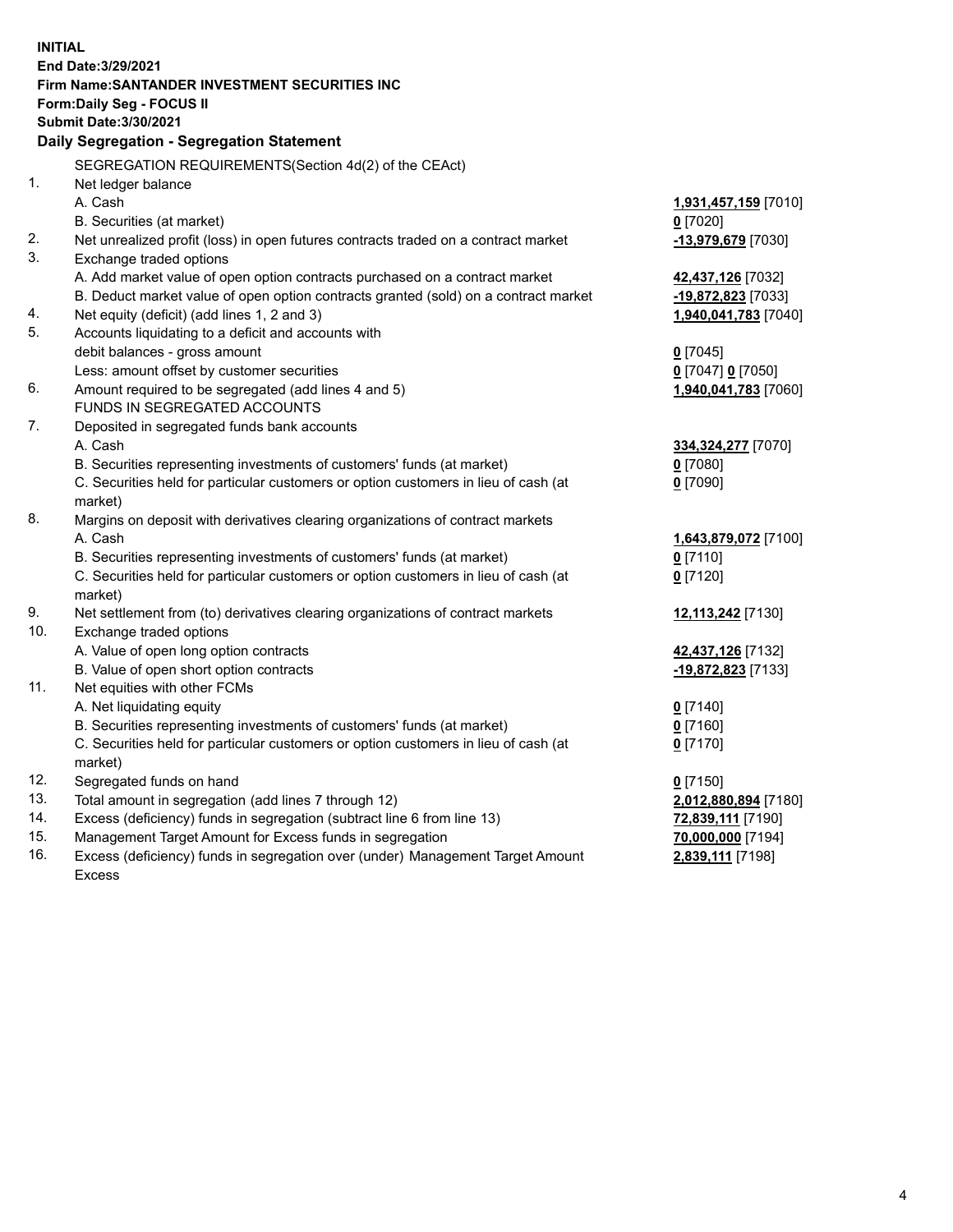**INITIAL**
**End Date:3/29/2021**
**Firm Name:SANTANDER INVESTMENT SECURITIES INC**
**Form:Daily Seg - FOCUS II**
**Submit Date:3/30/2021**

### Daily Segregation - Segregation Statement

SEGREGATION REQUIREMENTS(Section 4d(2) of the CEAct)

| | | |
|---|---|---|
| 1. | Net ledger balance | |
| | A. Cash | **1,931,457,159** [7010] |
| | B. Securities (at market) | **0** [7020] |
| 2. | Net unrealized profit (loss) in open futures contracts traded on a contract market | **-13,979,679** [7030] |
| 3. | Exchange traded options | |
| | A. Add market value of open option contracts purchased on a contract market | **42,437,126** [7032] |
| | B. Deduct market value of open option contracts granted (sold) on a contract market | **-19,872,823** [7033] |
| 4. | Net equity (deficit) (add lines 1, 2 and 3) | **1,940,041,783** [7040] |
| 5. | Accounts liquidating to a deficit and accounts with | |
| | debit balances - gross amount | **0** [7045] |
| | Less: amount offset by customer securities | **0** [7047] **0** [7050] |
| 6. | Amount required to be segregated (add lines 4 and 5) | **1,940,041,783** [7060] |
| | FUNDS IN SEGREGATED ACCOUNTS | |
| 7. | Deposited in segregated funds bank accounts | |
| | A. Cash | **334,324,277** [7070] |
| | B. Securities representing investments of customers' funds (at market) | **0** [7080] |
| | C. Securities held for particular customers or option customers in lieu of cash (at market) | **0** [7090] |
| 8. | Margins on deposit with derivatives clearing organizations of contract markets | |
| | A. Cash | **1,643,879,072** [7100] |
| | B. Securities representing investments of customers' funds (at market) | **0** [7110] |
| | C. Securities held for particular customers or option customers in lieu of cash (at market) | **0** [7120] |
| 9. | Net settlement from (to) derivatives clearing organizations of contract markets | **12,113,242** [7130] |
| 10. | Exchange traded options | |
| | A. Value of open long option contracts | **42,437,126** [7132] |
| | B. Value of open short option contracts | **-19,872,823** [7133] |
| 11. | Net equities with other FCMs | |
| | A. Net liquidating equity | **0** [7140] |
| | B. Securities representing investments of customers' funds (at market) | **0** [7160] |
| | C. Securities held for particular customers or option customers in lieu of cash (at market) | **0** [7170] |
| 12. | Segregated funds on hand | **0** [7150] |
| 13. | Total amount in segregation (add lines 7 through 12) | **2,012,880,894** [7180] |
| 14. | Excess (deficiency) funds in segregation (subtract line 6 from line 13) | **72,839,111** [7190] |
| 15. | Management Target Amount for Excess funds in segregation | **70,000,000** [7194] |
| 16. | Excess (deficiency) funds in segregation over (under) Management Target Amount Excess | **2,839,111** [7198] |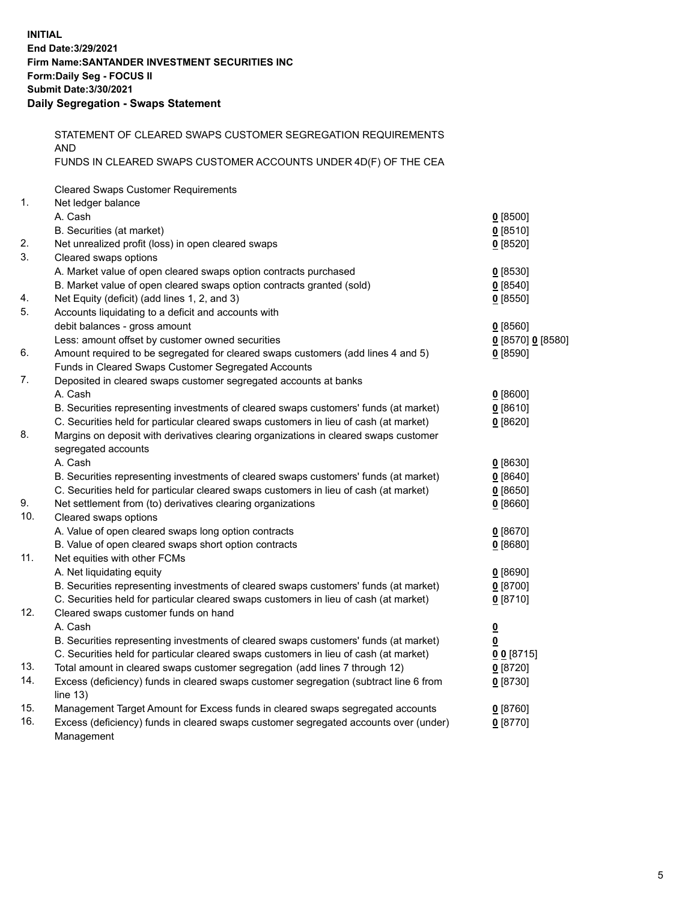**INITIAL**
**End Date:3/29/2021**
**Firm Name:SANTANDER INVESTMENT SECURITIES INC**
**Form:Daily Seg - FOCUS II**
**Submit Date:3/30/2021**
**Daily Segregation - Swaps Statement**

STATEMENT OF CLEARED SWAPS CUSTOMER SEGREGATION REQUIREMENTS AND FUNDS IN CLEARED SWAPS CUSTOMER ACCOUNTS UNDER 4D(F) OF THE CEA

| | | |
|---|---|---|
| | Cleared Swaps Customer Requirements | |
| 1. | Net ledger balance | |
| | A. Cash | 0 [8500] |
| | B. Securities (at market) | 0 [8510] |
| 2. | Net unrealized profit (loss) in open cleared swaps | 0 [8520] |
| 3. | Cleared swaps options | |
| | A. Market value of open cleared swaps option contracts purchased | 0 [8530] |
| | B. Market value of open cleared swaps option contracts granted (sold) | 0 [8540] |
| 4. | Net Equity (deficit) (add lines 1, 2, and 3) | 0 [8550] |
| 5. | Accounts liquidating to a deficit and accounts with | |
| | debit balances - gross amount | 0 [8560] |
| | Less: amount offset by customer owned securities | 0 [8570] 0 [8580] |
| 6. | Amount required to be segregated for cleared swaps customers (add lines 4 and 5) | 0 [8590] |
| | Funds in Cleared Swaps Customer Segregated Accounts | |
| 7. | Deposited in cleared swaps customer segregated accounts at banks | |
| | A. Cash | 0 [8600] |
| | B. Securities representing investments of cleared swaps customers' funds (at market) | 0 [8610] |
| | C. Securities held for particular cleared swaps customers in lieu of cash (at market) | 0 [8620] |
| 8. | Margins on deposit with derivatives clearing organizations in cleared swaps customer segregated accounts | |
| | A. Cash | 0 [8630] |
| | B. Securities representing investments of cleared swaps customers' funds (at market) | 0 [8640] |
| | C. Securities held for particular cleared swaps customers in lieu of cash (at market) | 0 [8650] |
| 9. | Net settlement from (to) derivatives clearing organizations | 0 [8660] |
| 10. | Cleared swaps options | |
| | A. Value of open cleared swaps long option contracts | 0 [8670] |
| | B. Value of open cleared swaps short option contracts | 0 [8680] |
| 11. | Net equities with other FCMs | |
| | A. Net liquidating equity | 0 [8690] |
| | B. Securities representing investments of cleared swaps customers' funds (at market) | 0 [8700] |
| | C. Securities held for particular cleared swaps customers in lieu of cash (at market) | 0 [8710] |
| 12. | Cleared swaps customer funds on hand | |
| | A. Cash | 0 |
| | B. Securities representing investments of cleared swaps customers' funds (at market) | 0 |
| | C. Securities held for particular cleared swaps customers in lieu of cash (at market) | 0 0 [8715] |
| 13. | Total amount in cleared swaps customer segregation (add lines 7 through 12) | 0 [8720] |
| 14. | Excess (deficiency) funds in cleared swaps customer segregation (subtract line 6 from line 13) | 0 [8730] |
| 15. | Management Target Amount for Excess funds in cleared swaps segregated accounts | 0 [8760] |
| 16. | Excess (deficiency) funds in cleared swaps customer segregated accounts over (under) Management | 0 [8770] |